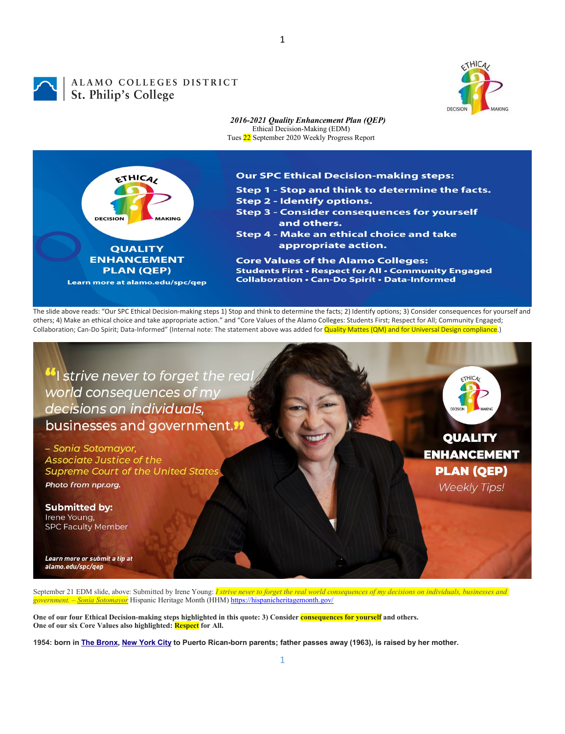ALAMO COLLEGES DISTRICT
St. Philip's College

***2016-2021 Quality Enhancement Plan (QEP)***
Ethical Decision-Making (EDM)
Tues 22 September 2020 Weekly Progress Report

**Our SPC Ethical Decision-making steps:**
**Step 1 – Stop and think to determine the facts.**
**Step 2 – Identify options.**
**Step 3 – Consider consequences for yourself and others.**
**Step 4 – Make an ethical choice and take appropriate action.**

**Core Values of the Alamo Colleges:**
**Students First • Respect for All • Community Engaged Collaboration • Can-Do Spirit • Data-Informed**

**QUALITY ENHANCEMENT PLAN (QEP)**
Learn more at alamo.edu/spc/qep

The slide above reads: "Our SPC Ethical Decision-making steps 1) Stop and think to determine the facts; 2) Identify options; 3) Consider consequences for yourself and others; 4) Make an ethical choice and take appropriate action." and "Core Values of the Alamo Colleges: Students First; Respect for All; Community Engaged; Collaboration; Can-Do Spirit; Data-Informed" (Internal note: The statement above was added for Quality Mattes (QM) and for Universal Design compliance.)

*"I strive never to forget the real world consequences of my decisions on individuals, businesses and government."*

*– Sonia Sotomayor, Associate Justice of the Supreme Court of the United States*
*Photo from npr.org.*

**Submitted by:**
Irene Young,
SPC Faculty Member

**QUALITY ENHANCEMENT PLAN (QEP)**
*Weekly Tips!*

***Learn more or submit a tip at alamo.edu/spc/qep***

September 21 EDM slide, above: Submitted by Irene Young: *I strive never to forget the real world consequences of my decisions on individuals, businesses and government. – Sonia Sotomayor* Hispanic Heritage Month (HHM) https://hispanicheritagemonth.gov/

**One of our four Ethical Decision-making steps highlighted in this quote: 3) Consider consequences for yourself and others.**
**One of our six Core Values also highlighted: Respect for All.**

**1954: born in The Bronx, New York City to Puerto Rican-born parents; father passes away (1963), is raised by her mother.**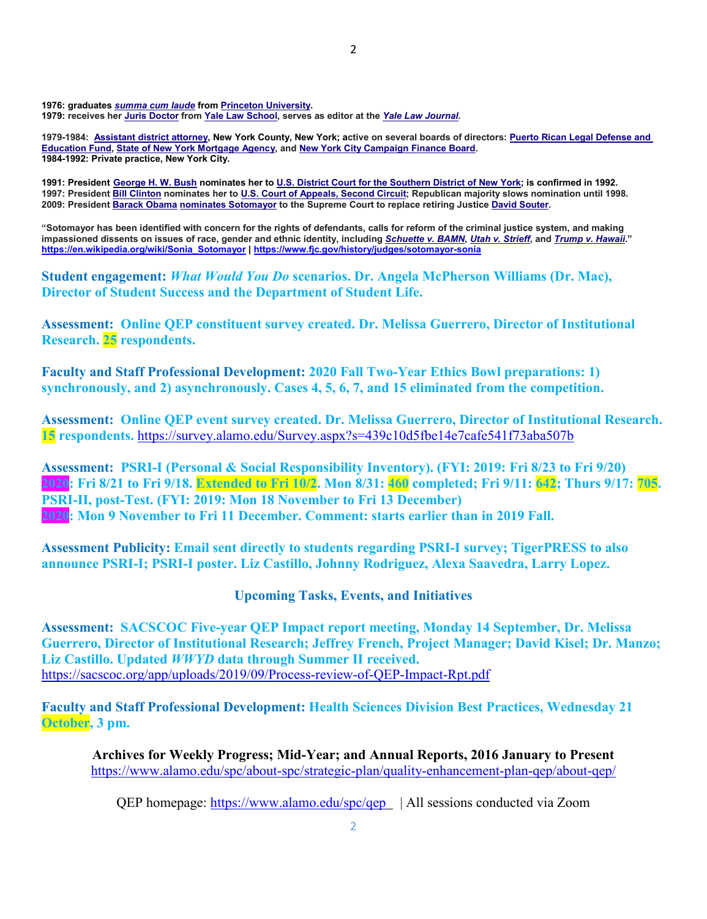**1976: graduates *summa cum laude* from Princeton University.**
**1979: receives her Juris Doctor from Yale Law School, serves as editor at the *Yale Law Journal*.**

**1979-1984: Assistant district attorney, New York County, New York; active on several boards of directors: Puerto Rican Legal Defense and Education Fund, State of New York Mortgage Agency, and New York City Campaign Finance Board.**
**1984-1992: Private practice, New York City.**

**1991: President George H. W. Bush nominates her to U.S. District Court for the Southern District of New York; is confirmed in 1992.**
**1997: President Bill Clinton nominates her to U.S. Court of Appeals, Second Circuit; Republican majority slows nomination until 1998.**
**2009: President Barack Obama nominates Sotomayor to the Supreme Court to replace retiring Justice David Souter.**

**"Sotomayor has been identified with concern for the rights of defendants, calls for reform of the criminal justice system, and making impassioned dissents on issues of race, gender and ethnic identity, including *Schuette v. BAMN*, *Utah v. Strieff*, and *Trump v. Hawaii*."**
**https://en.wikipedia.org/wiki/Sonia_Sotomayor | https://www.fjc.gov/history/judges/sotomayor-sonia**

**Student engagement: *What Would You Do* scenarios. Dr. Angela McPherson Williams (Dr. Mac), Director of Student Success and the Department of Student Life.**

**Assessment: Online QEP constituent survey created. Dr. Melissa Guerrero, Director of Institutional Research. 25 respondents.**

**Faculty and Staff Professional Development: 2020 Fall Two-Year Ethics Bowl preparations: 1) synchronously, and 2) asynchronously. Cases 4, 5, 6, 7, and 15 eliminated from the competition.**

**Assessment: Online QEP event survey created. Dr. Melissa Guerrero, Director of Institutional Research. 15 respondents.** https://survey.alamo.edu/Survey.aspx?s=439c10d5fbe14e7cafe541f73aba507b

**Assessment: PSRI-I (Personal & Social Responsibility Inventory). (FYI: 2019: Fri 8/23 to Fri 9/20) 2020: Fri 8/21 to Fri 9/18. Extended to Fri 10/2. Mon 8/31: 460 completed; Fri 9/11: 642; Thurs 9/17: 705. PSRI-II, post-Test. (FYI: 2019: Mon 18 November to Fri 13 December)**
**2020: Mon 9 November to Fri 11 December. Comment: starts earlier than in 2019 Fall.**

**Assessment Publicity: Email sent directly to students regarding PSRI-I survey; TigerPRESS to also announce PSRI-I; PSRI-I poster. Liz Castillo, Johnny Rodriguez, Alexa Saavedra, Larry Lopez.**

## Upcoming Tasks, Events, and Initiatives

**Assessment: SACSCOC Five-year QEP Impact report meeting, Monday 14 September, Dr. Melissa Guerrero, Director of Institutional Research; Jeffrey French, Project Manager; David Kisel; Dr. Manzo; Liz Castillo. Updated *WWYD* data through Summer II received.**
https://sacscoc.org/app/uploads/2019/09/Process-review-of-QEP-Impact-Rpt.pdf

**Faculty and Staff Professional Development: Health Sciences Division Best Practices, Wednesday 21 October, 3 pm.**

**Archives for Weekly Progress; Mid-Year; and Annual Reports, 2016 January to Present**
https://www.alamo.edu/spc/about-spc/strategic-plan/quality-enhancement-plan-qep/about-qep/

QEP homepage: https://www.alamo.edu/spc/qep | All sessions conducted via Zoom